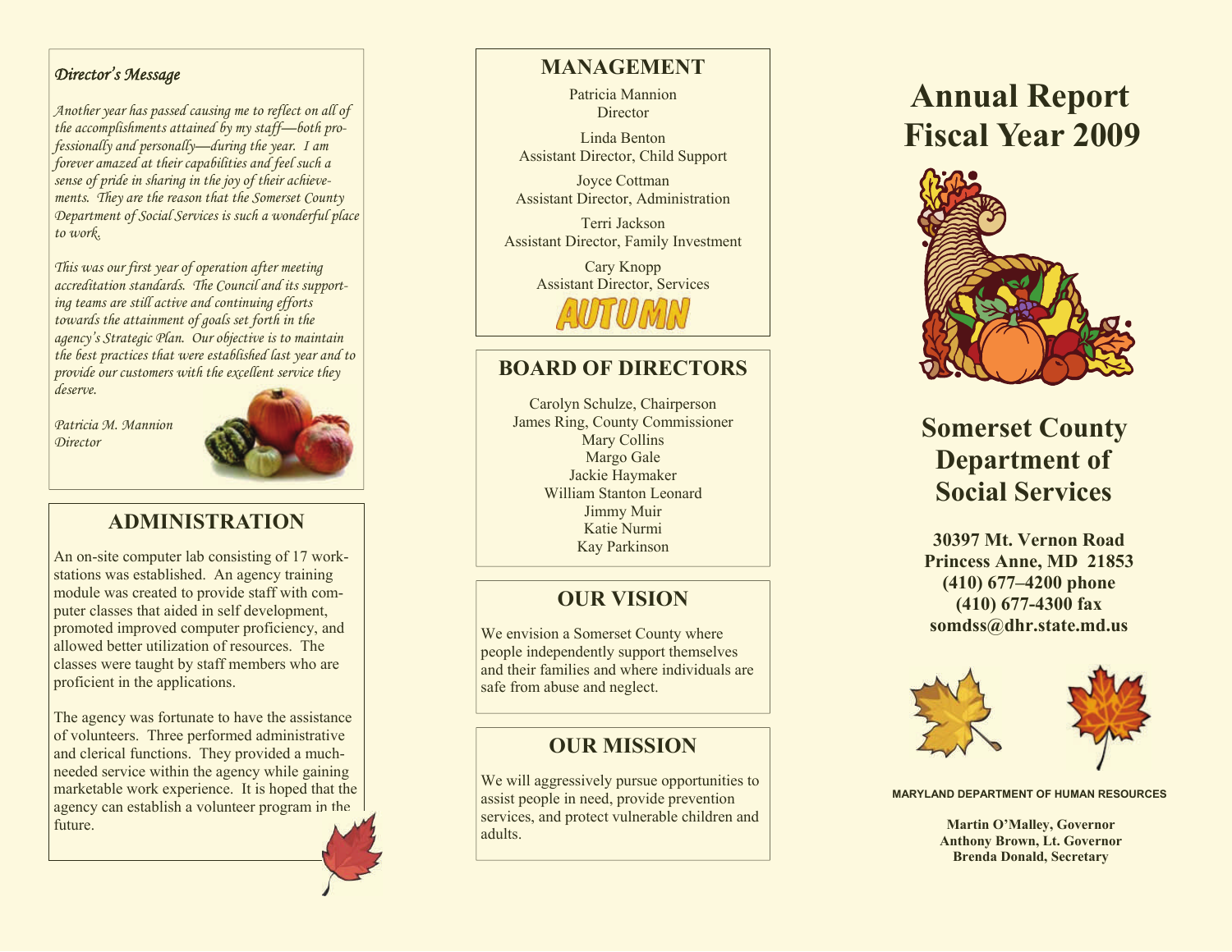### *Director's Message*

*Another year has passed causing me to reflect on all of the accomplishments attained by my staff—both professionally and personally—during the year. I am forever amazed at their capabilities and feel such a sense of pride in sharing in the joy of their achievements. They are the reason that the Somerset County Department of Social Services is such a wonderful place to work.*

*This was our first year of operation after meeting accreditation standards. The Council and its supporting teams are still active and continuing efforts towards the attainment of goals set forth in the agency's Strategic Plan. Our objective is to maintain the best practices that were established last year and to provide our customers with the excellent service they deserve.*

*Patricia M. Mannion*
*Director*

## ADMINISTRATION

An on-site computer lab consisting of 17 workstations was established. An agency training module was created to provide staff with computer classes that aided in self development, promoted improved computer proficiency, and allowed better utilization of resources. The classes were taught by staff members who are proficient in the applications.

The agency was fortunate to have the assistance of volunteers. Three performed administrative and clerical functions. They provided a much-needed service within the agency while gaining marketable work experience. It is hoped that the agency can establish a volunteer program in the future.

## MANAGEMENT

Patricia Mannion
Director

Linda Benton
Assistant Director, Child Support

Joyce Cottman
Assistant Director, Administration

Terri Jackson
Assistant Director, Family Investment

Cary Knopp
Assistant Director, Services

AUTUMN

## BOARD OF DIRECTORS

Carolyn Schulze, Chairperson
James Ring, County Commissioner
Mary Collins
Margo Gale
Jackie Haymaker
William Stanton Leonard
Jimmy Muir
Katie Nurmi
Kay Parkinson

## OUR VISION

We envision a Somerset County where people independently support themselves and their families and where individuals are safe from abuse and neglect.

## OUR MISSION

We will aggressively pursue opportunities to assist people in need, provide prevention services, and protect vulnerable children and adults.

# Annual Report Fiscal Year 2009

## Somerset County Department of Social Services

**30397 Mt. Vernon Road**
**Princess Anne, MD 21853**
**(410) 677–4200 phone**
**(410) 677-4300 fax**
**somdss@dhr.state.md.us**

**MARYLAND DEPARTMENT OF HUMAN RESOURCES**

**Martin O'Malley, Governor**
**Anthony Brown, Lt. Governor**
**Brenda Donald, Secretary**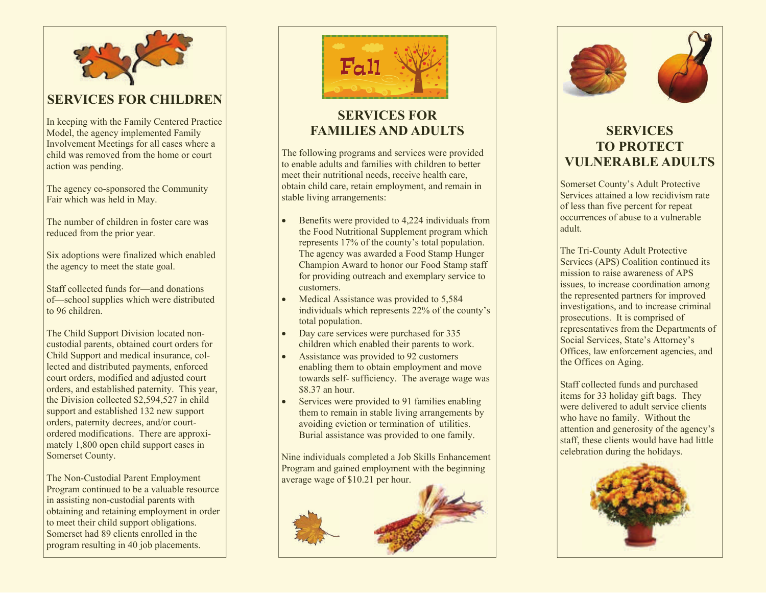## SERVICES FOR CHILDREN

In keeping with the Family Centered Practice Model, the agency implemented Family Involvement Meetings for all cases where a child was removed from the home or court action was pending.

The agency co-sponsored the Community Fair which was held in May.

The number of children in foster care was reduced from the prior year.

Six adoptions were finalized which enabled the agency to meet the state goal.

Staff collected funds for—and donations of—school supplies which were distributed to 96 children.

The Child Support Division located non-custodial parents, obtained court orders for Child Support and medical insurance, collected and distributed payments, enforced court orders, modified and adjusted court orders, and established paternity. This year, the Division collected $2,594,527 in child support and established 132 new support orders, paternity decrees, and/or court-ordered modifications. There are approximately 1,800 open child support cases in Somerset County.

The Non-Custodial Parent Employment Program continued to be a valuable resource in assisting non-custodial parents with obtaining and retaining employment in order to meet their child support obligations. Somerset had 89 clients enrolled in the program resulting in 40 job placements.

## SERVICES FOR FAMILIES AND ADULTS

The following programs and services were provided to enable adults and families with children to better meet their nutritional needs, receive health care, obtain child care, retain employment, and remain in stable living arrangements:

- Benefits were provided to 4,224 individuals from the Food Nutritional Supplement program which represents 17% of the county's total population. The agency was awarded a Food Stamp Hunger Champion Award to honor our Food Stamp staff for providing outreach and exemplary service to customers.
- Medical Assistance was provided to 5,584 individuals which represents 22% of the county's total population.
- Day care services were purchased for 335 children which enabled their parents to work.
- Assistance was provided to 92 customers enabling them to obtain employment and move towards self- sufficiency. The average wage was $8.37 an hour.
- Services were provided to 91 families enabling them to remain in stable living arrangements by avoiding eviction or termination of utilities. Burial assistance was provided to one family.

Nine individuals completed a Job Skills Enhancement Program and gained employment with the beginning average wage of $10.21 per hour.

## SERVICES TO PROTECT VULNERABLE ADULTS

Somerset County's Adult Protective Services attained a low recidivism rate of less than five percent for repeat occurrences of abuse to a vulnerable adult.

The Tri-County Adult Protective Services (APS) Coalition continued its mission to raise awareness of APS issues, to increase coordination among the represented partners for improved investigations, and to increase criminal prosecutions. It is comprised of representatives from the Departments of Social Services, State's Attorney's Offices, law enforcement agencies, and the Offices on Aging.

Staff collected funds and purchased items for 33 holiday gift bags. They were delivered to adult service clients who have no family. Without the attention and generosity of the agency's staff, these clients would have had little celebration during the holidays.